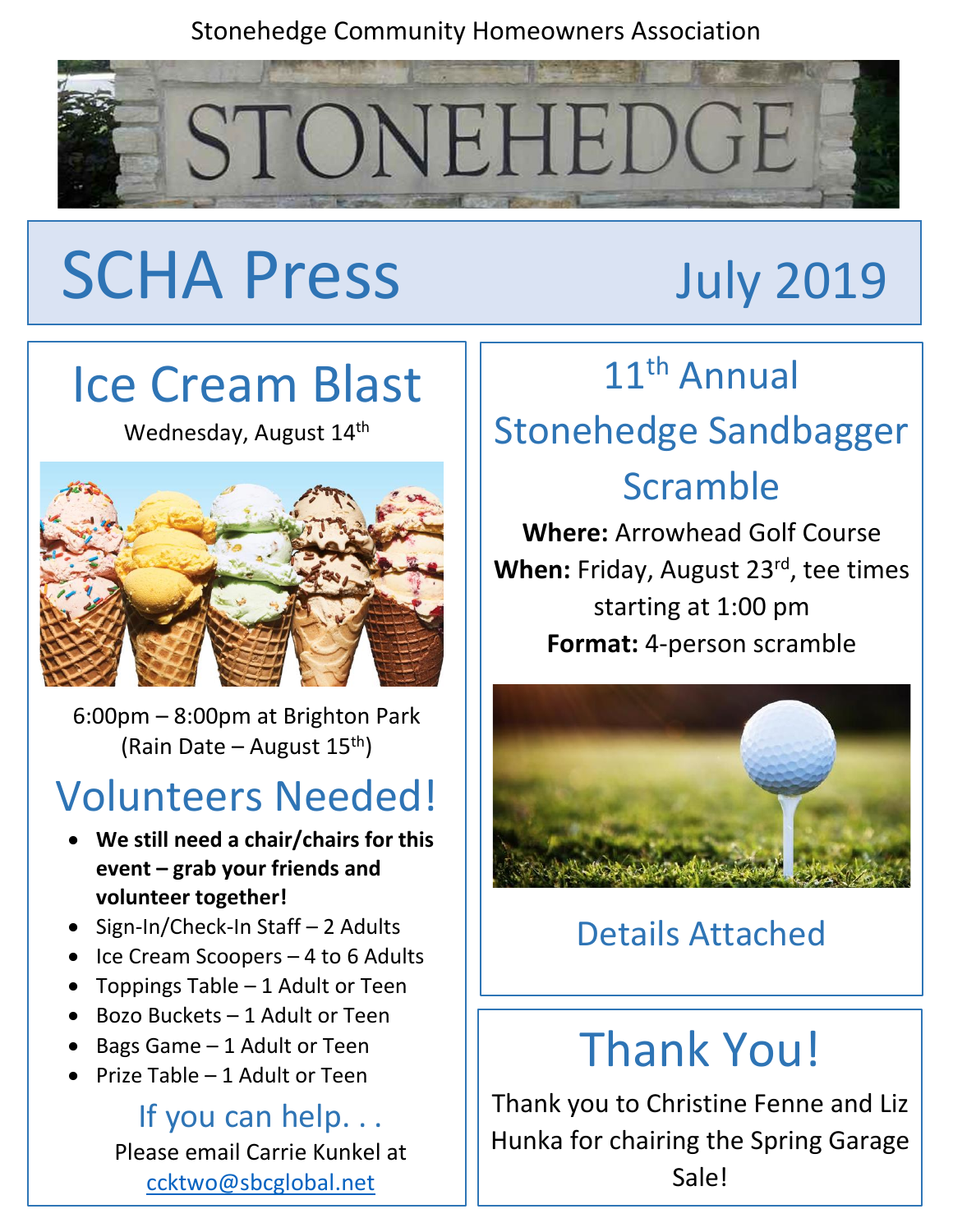Stonehedge Community Homeowners Association

STONEHEDGE

# SCHA Press

July 2019

## Ice Cream Blast

Wednesday, August 14th

6:00pm – 8:00pm at Brighton Park
(Rain Date – August 15th)

## Volunteers Needed!

- **We still need a chair/chairs for this event – grab your friends and volunteer together!**
- Sign-In/Check-In Staff – 2 Adults
- Ice Cream Scoopers – 4 to 6 Adults
- Toppings Table – 1 Adult or Teen
- Bozo Buckets – 1 Adult or Teen
- Bags Game – 1 Adult or Teen
- Prize Table – 1 Adult or Teen

### If you can help. . .

Please email Carrie Kunkel at
ccktwo@sbcglobal.net

## 11th Annual Stonehedge Sandbagger Scramble

**Where:** Arrowhead Golf Course
**When:** Friday, August 23rd, tee times starting at 1:00 pm
**Format:** 4-person scramble

### Details Attached

## Thank You!

Thank you to Christine Fenne and Liz Hunka for chairing the Spring Garage Sale!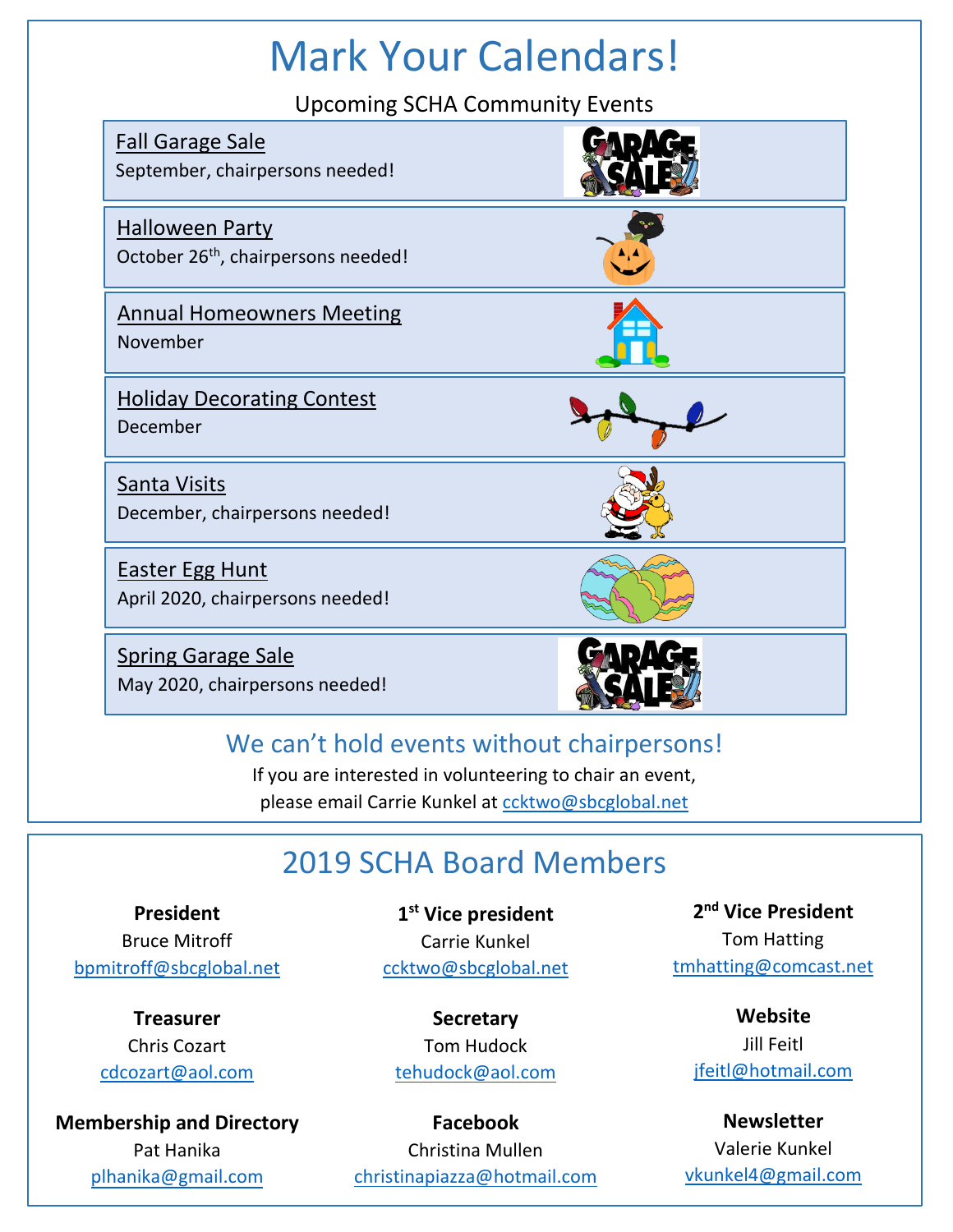# Mark Your Calendars!

Upcoming SCHA Community Events

**Fall Garage Sale**
September, chairpersons needed!

**Halloween Party**
October 26th, chairpersons needed!

**Annual Homeowners Meeting**
November

**Holiday Decorating Contest**
December

**Santa Visits**
December, chairpersons needed!

**Easter Egg Hunt**
April 2020, chairpersons needed!

**Spring Garage Sale**
May 2020, chairpersons needed!

## We can't hold events without chairpersons!

If you are interested in volunteering to chair an event,
please email Carrie Kunkel at ccktwo@sbcglobal.net

# 2019 SCHA Board Members

**President**
Bruce Mitroff
bpmitroff@sbcglobal.net

**1st Vice president**
Carrie Kunkel
ccktwo@sbcglobal.net

**2nd Vice President**
Tom Hatting
tmhatting@comcast.net

**Treasurer**
Chris Cozart
cdcozart@aol.com

**Secretary**
Tom Hudock
tehudock@aol.com

**Website**
Jill Feitl
jfeitl@hotmail.com

**Membership and Directory**
Pat Hanika
plhanika@gmail.com

**Facebook**
Christina Mullen
christinapiazza@hotmail.com

**Newsletter**
Valerie Kunkel
vkunkel4@gmail.com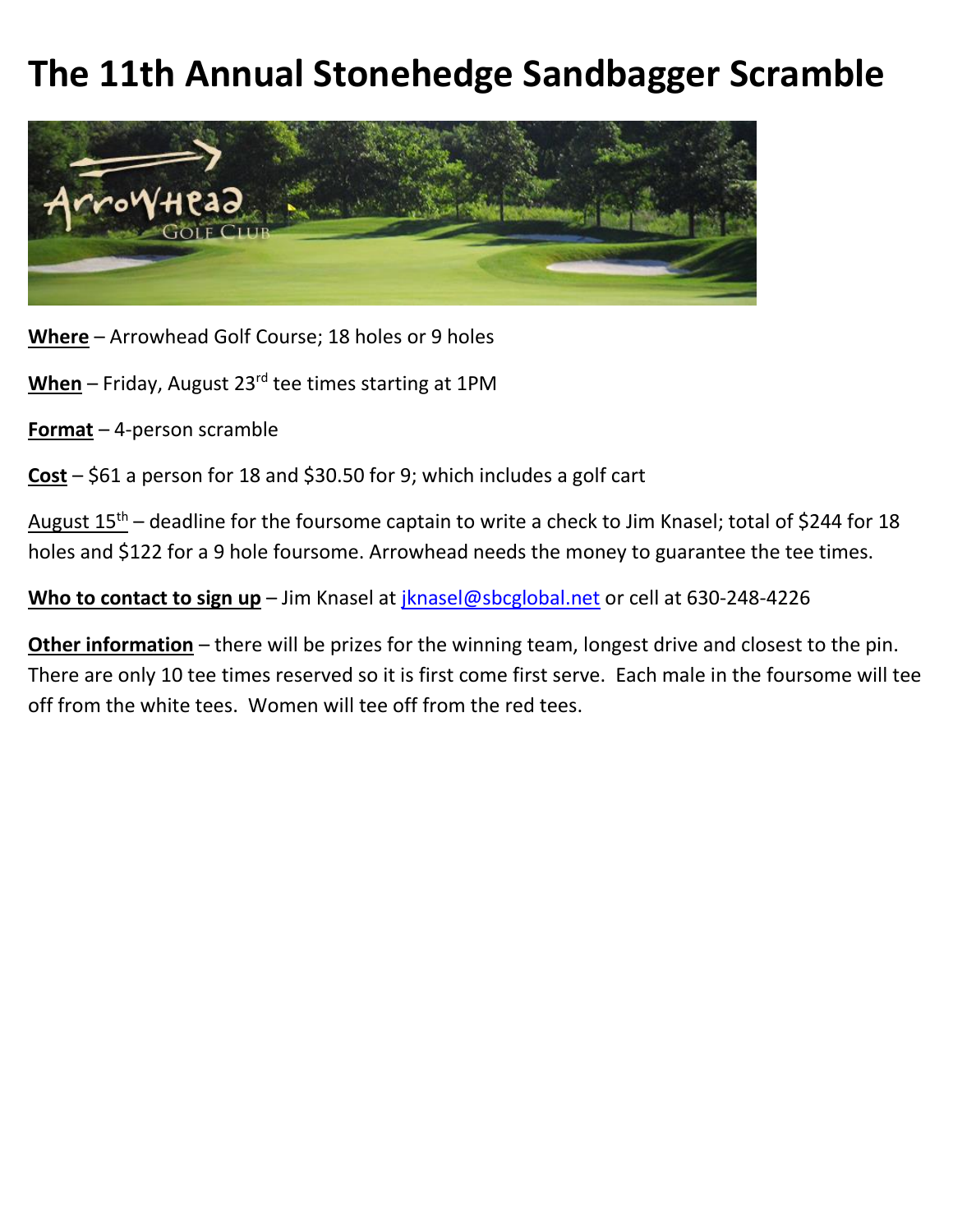# The 11th Annual Stonehedge Sandbagger Scramble

**Where** – Arrowhead Golf Course; 18 holes or 9 holes

**When** – Friday, August 23rd tee times starting at 1PM

**Format** – 4-person scramble

**Cost** – $61 a person for 18 and $30.50 for 9; which includes a golf cart

August 15th – deadline for the foursome captain to write a check to Jim Knasel; total of $244 for 18 holes and $122 for a 9 hole foursome. Arrowhead needs the money to guarantee the tee times.

**Who to contact to sign up** – Jim Knasel at jknasel@sbcglobal.net or cell at 630-248-4226

**Other information** – there will be prizes for the winning team, longest drive and closest to the pin. There are only 10 tee times reserved so it is first come first serve. Each male in the foursome will tee off from the white tees. Women will tee off from the red tees.